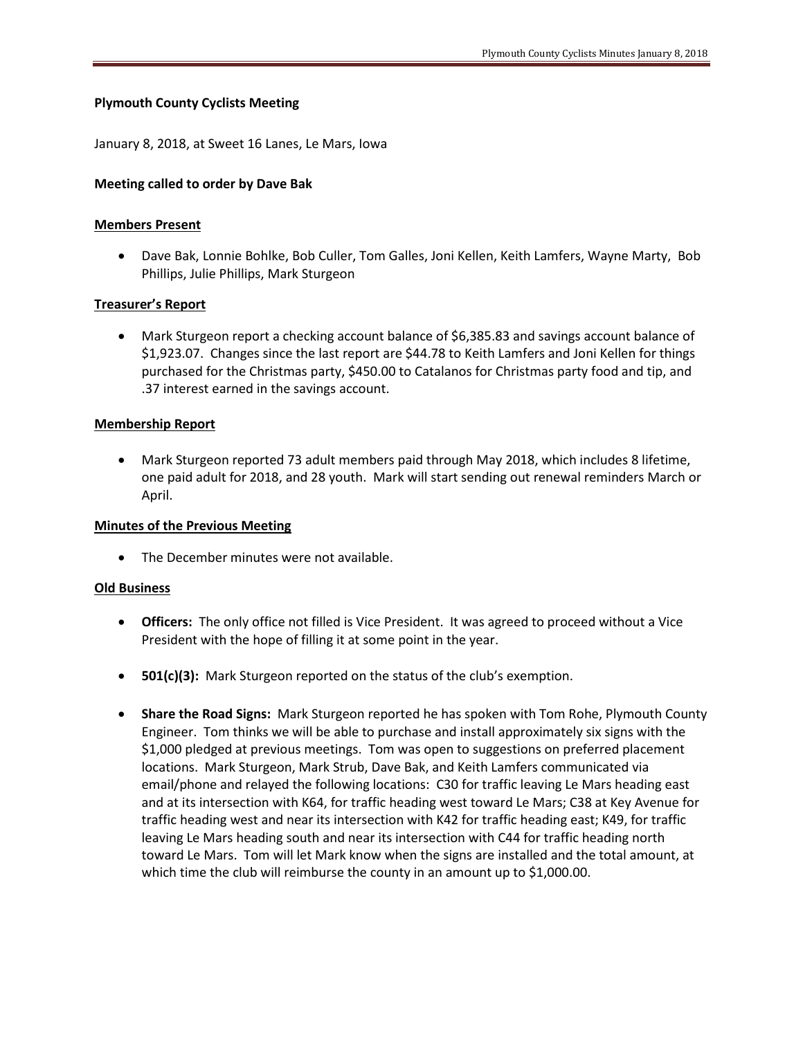**Plymouth County Cyclists Meeting**

January 8, 2018, at Sweet 16 Lanes, Le Mars, Iowa

**Meeting called to order by Dave Bak**

**Members Present**

- Dave Bak, Lonnie Bohlke, Bob Culler, Tom Galles, Joni Kellen, Keith Lamfers, Wayne Marty, Bob Phillips, Julie Phillips, Mark Sturgeon

**Treasurer's Report**

- Mark Sturgeon report a checking account balance of $6,385.83 and savings account balance of $1,923.07. Changes since the last report are $44.78 to Keith Lamfers and Joni Kellen for things purchased for the Christmas party, $450.00 to Catalanos for Christmas party food and tip, and .37 interest earned in the savings account.

**Membership Report**

- Mark Sturgeon reported 73 adult members paid through May 2018, which includes 8 lifetime, one paid adult for 2018, and 28 youth. Mark will start sending out renewal reminders March or April.

**Minutes of the Previous Meeting**

- The December minutes were not available.

**Old Business**

- **Officers:** The only office not filled is Vice President. It was agreed to proceed without a Vice President with the hope of filling it at some point in the year.

- **501(c)(3):** Mark Sturgeon reported on the status of the club's exemption.

- **Share the Road Signs:** Mark Sturgeon reported he has spoken with Tom Rohe, Plymouth County Engineer. Tom thinks we will be able to purchase and install approximately six signs with the $1,000 pledged at previous meetings. Tom was open to suggestions on preferred placement locations. Mark Sturgeon, Mark Strub, Dave Bak, and Keith Lamfers communicated via email/phone and relayed the following locations: C30 for traffic leaving Le Mars heading east and at its intersection with K64, for traffic heading west toward Le Mars; C38 at Key Avenue for traffic heading west and near its intersection with K42 for traffic heading east; K49, for traffic leaving Le Mars heading south and near its intersection with C44 for traffic heading north toward Le Mars. Tom will let Mark know when the signs are installed and the total amount, at which time the club will reimburse the county in an amount up to $1,000.00.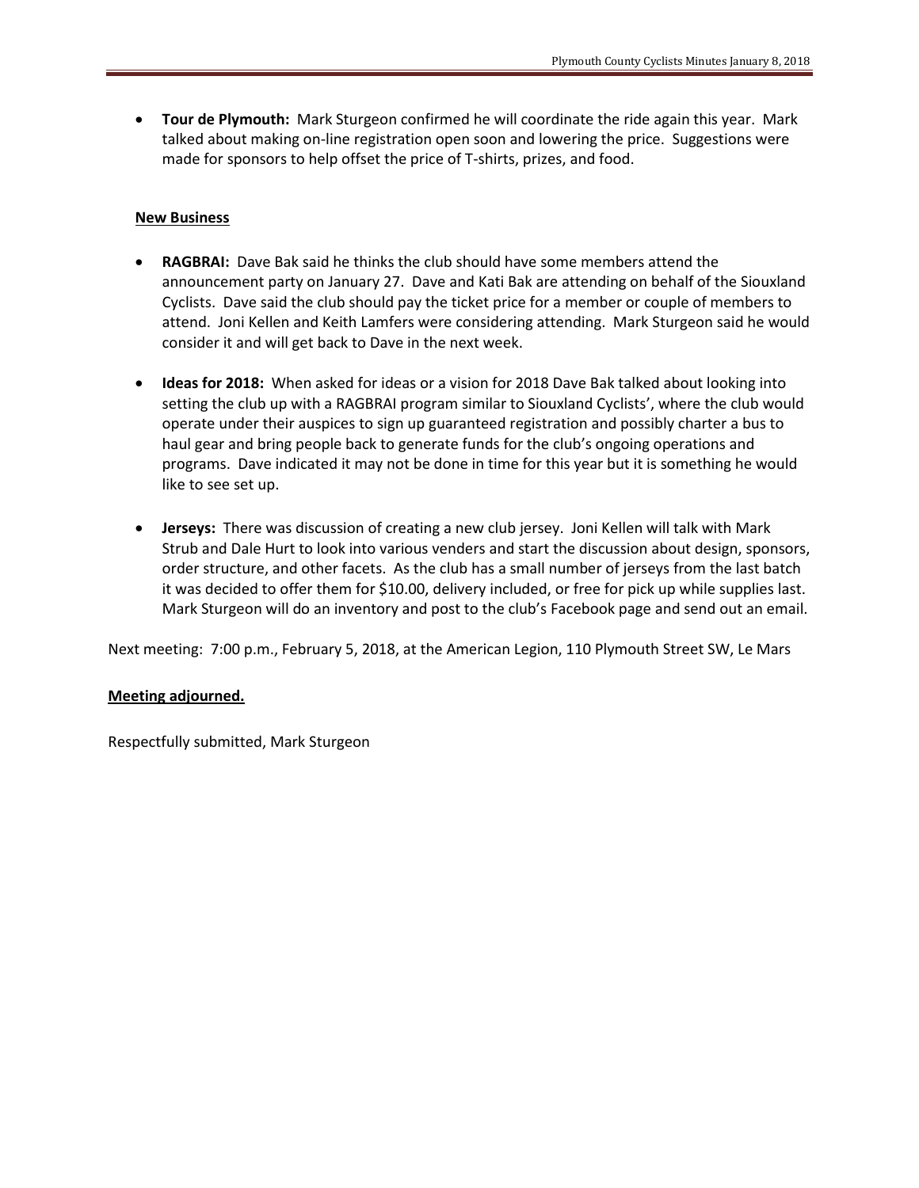- **Tour de Plymouth:** Mark Sturgeon confirmed he will coordinate the ride again this year. Mark talked about making on-line registration open soon and lowering the price. Suggestions were made for sponsors to help offset the price of T-shirts, prizes, and food.

**New Business**

- **RAGBRAI:** Dave Bak said he thinks the club should have some members attend the announcement party on January 27. Dave and Kati Bak are attending on behalf of the Siouxland Cyclists. Dave said the club should pay the ticket price for a member or couple of members to attend. Joni Kellen and Keith Lamfers were considering attending. Mark Sturgeon said he would consider it and will get back to Dave in the next week.

- **Ideas for 2018:** When asked for ideas or a vision for 2018 Dave Bak talked about looking into setting the club up with a RAGBRAI program similar to Siouxland Cyclists', where the club would operate under their auspices to sign up guaranteed registration and possibly charter a bus to haul gear and bring people back to generate funds for the club's ongoing operations and programs. Dave indicated it may not be done in time for this year but it is something he would like to see set up.

- **Jerseys:** There was discussion of creating a new club jersey. Joni Kellen will talk with Mark Strub and Dale Hurt to look into various venders and start the discussion about design, sponsors, order structure, and other facets. As the club has a small number of jerseys from the last batch it was decided to offer them for $10.00, delivery included, or free for pick up while supplies last. Mark Sturgeon will do an inventory and post to the club's Facebook page and send out an email.

Next meeting: 7:00 p.m., February 5, 2018, at the American Legion, 110 Plymouth Street SW, Le Mars

**Meeting adjourned.**

Respectfully submitted, Mark Sturgeon